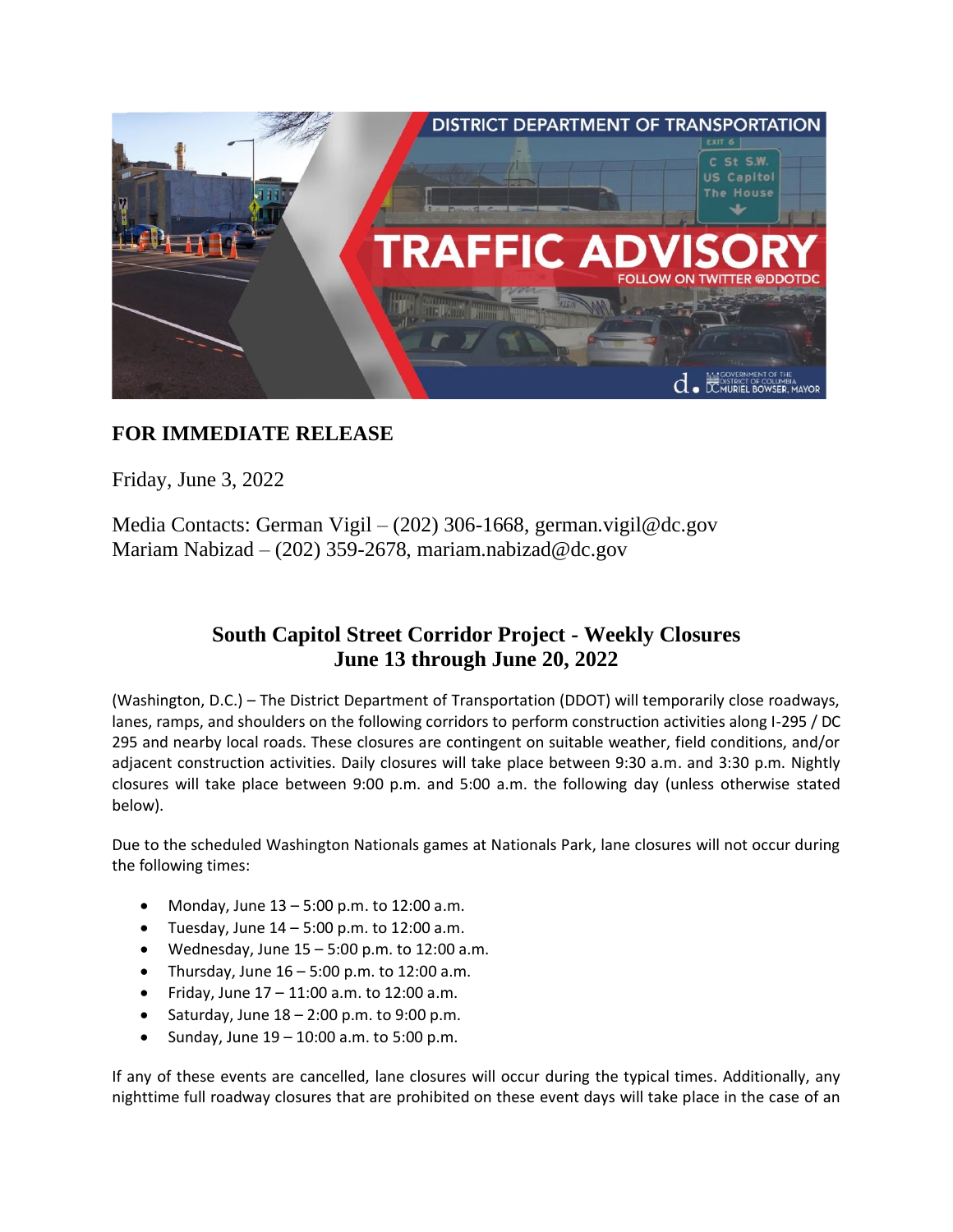**FOR IMMEDIATE RELEASE**

Friday, June 3, 2022

Media Contacts: German Vigil – (202) 306-1668, german.vigil@dc.gov
Mariam Nabizad – (202) 359-2678, mariam.nabizad@dc.gov

## South Capitol Street Corridor Project - Weekly Closures
## June 13 through June 20, 2022

(Washington, D.C.) – The District Department of Transportation (DDOT) will temporarily close roadways, lanes, ramps, and shoulders on the following corridors to perform construction activities along I-295 / DC 295 and nearby local roads. These closures are contingent on suitable weather, field conditions, and/or adjacent construction activities. Daily closures will take place between 9:30 a.m. and 3:30 p.m. Nightly closures will take place between 9:00 p.m. and 5:00 a.m. the following day (unless otherwise stated below).

Due to the scheduled Washington Nationals games at Nationals Park, lane closures will not occur during the following times:

- Monday, June 13 – 5:00 p.m. to 12:00 a.m.
- Tuesday, June 14 – 5:00 p.m. to 12:00 a.m.
- Wednesday, June 15 – 5:00 p.m. to 12:00 a.m.
- Thursday, June 16 – 5:00 p.m. to 12:00 a.m.
- Friday, June 17 – 11:00 a.m. to 12:00 a.m.
- Saturday, June 18 – 2:00 p.m. to 9:00 p.m.
- Sunday, June 19 – 10:00 a.m. to 5:00 p.m.

If any of these events are cancelled, lane closures will occur during the typical times. Additionally, any nighttime full roadway closures that are prohibited on these event days will take place in the case of an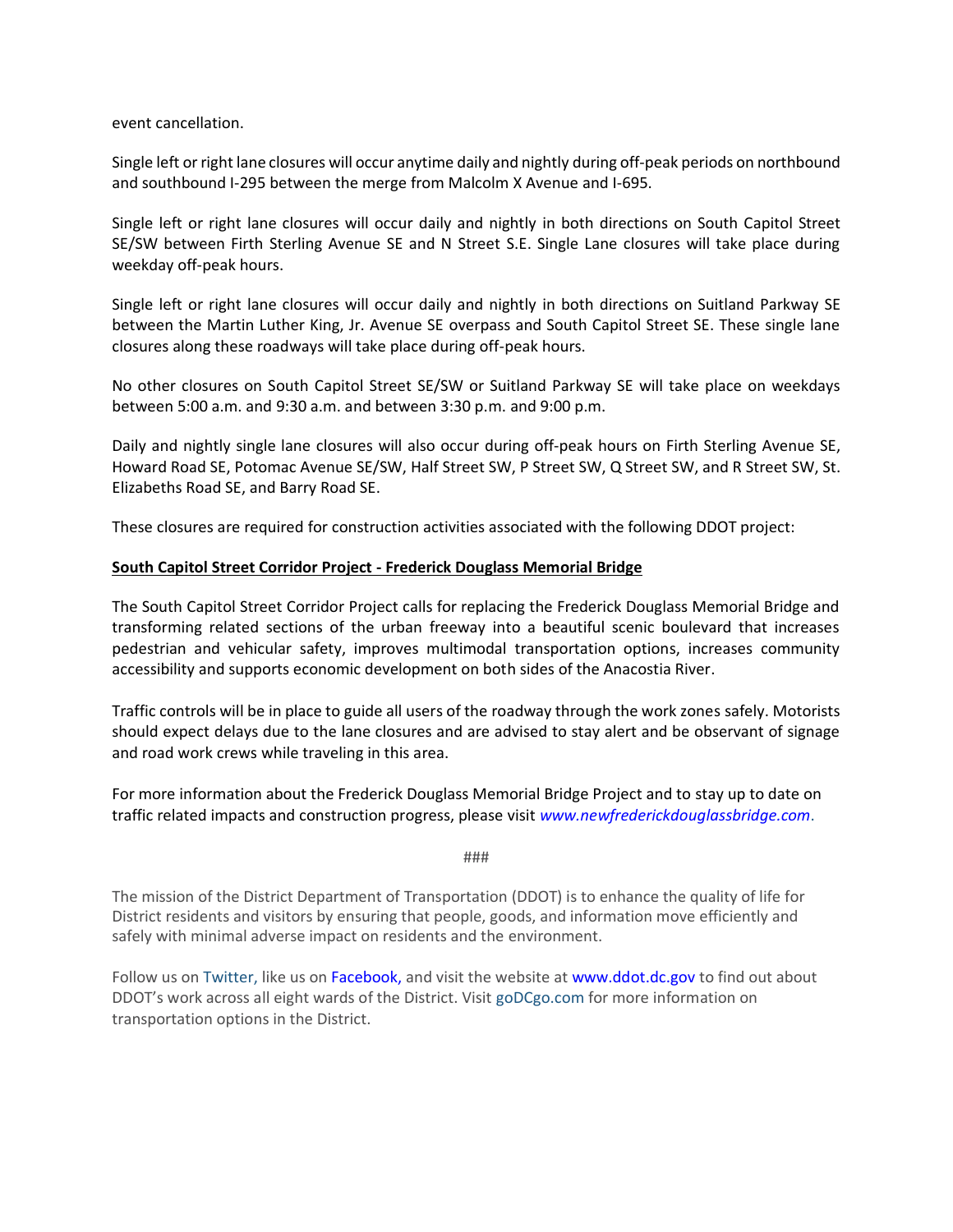event cancellation.

Single left or right lane closures will occur anytime daily and nightly during off-peak periods on northbound and southbound I-295 between the merge from Malcolm X Avenue and I-695.

Single left or right lane closures will occur daily and nightly in both directions on South Capitol Street SE/SW between Firth Sterling Avenue SE and N Street S.E. Single Lane closures will take place during weekday off-peak hours.

Single left or right lane closures will occur daily and nightly in both directions on Suitland Parkway SE between the Martin Luther King, Jr. Avenue SE overpass and South Capitol Street SE. These single lane closures along these roadways will take place during off-peak hours.

No other closures on South Capitol Street SE/SW or Suitland Parkway SE will take place on weekdays between 5:00 a.m. and 9:30 a.m. and between 3:30 p.m. and 9:00 p.m.

Daily and nightly single lane closures will also occur during off-peak hours on Firth Sterling Avenue SE, Howard Road SE, Potomac Avenue SE/SW, Half Street SW, P Street SW, Q Street SW, and R Street SW, St. Elizabeths Road SE, and Barry Road SE.

These closures are required for construction activities associated with the following DDOT project:

**South Capitol Street Corridor Project - Frederick Douglass Memorial Bridge**

The South Capitol Street Corridor Project calls for replacing the Frederick Douglass Memorial Bridge and transforming related sections of the urban freeway into a beautiful scenic boulevard that increases pedestrian and vehicular safety, improves multimodal transportation options, increases community accessibility and supports economic development on both sides of the Anacostia River.

Traffic controls will be in place to guide all users of the roadway through the work zones safely. Motorists should expect delays due to the lane closures and are advised to stay alert and be observant of signage and road work crews while traveling in this area.

For more information about the Frederick Douglass Memorial Bridge Project and to stay up to date on traffic related impacts and construction progress, please visit *www.newfrederickdouglassbridge.com*.

###

The mission of the District Department of Transportation (DDOT) is to enhance the quality of life for District residents and visitors by ensuring that people, goods, and information move efficiently and safely with minimal adverse impact on residents and the environment.

Follow us on Twitter, like us on Facebook, and visit the website at www.ddot.dc.gov to find out about DDOT's work across all eight wards of the District. Visit goDCgo.com for more information on transportation options in the District.